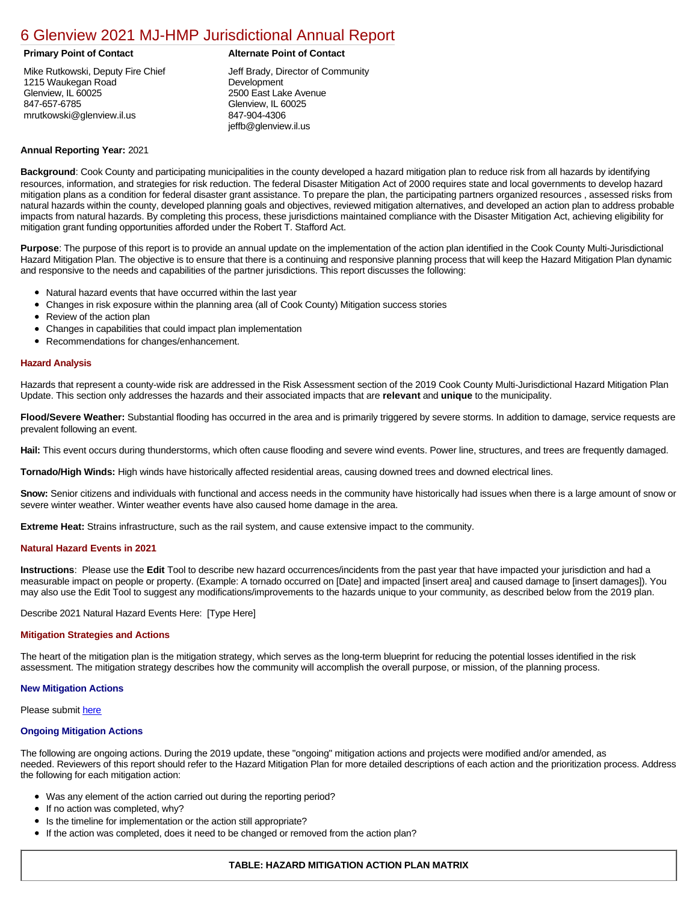# 6 Glenview 2021 MJ-HMP Jurisdictional Annual Report

**Primary Point of Contact**

Mike Rutkowski, Deputy Fire Chief
1215 Waukegan Road
Glenview, IL 60025
847-657-6785
mrutkowski@glenview.il.us

**Alternate Point of Contact**

Jeff Brady, Director of Community Development
2500 East Lake Avenue
Glenview, IL 60025
847-904-4306
jeffb@glenview.il.us

**Annual Reporting Year:** 2021

**Background**: Cook County and participating municipalities in the county developed a hazard mitigation plan to reduce risk from all hazards by identifying resources, information, and strategies for risk reduction. The federal Disaster Mitigation Act of 2000 requires state and local governments to develop hazard mitigation plans as a condition for federal disaster grant assistance. To prepare the plan, the participating partners organized resources , assessed risks from natural hazards within the county, developed planning goals and objectives, reviewed mitigation alternatives, and developed an action plan to address probable impacts from natural hazards. By completing this process, these jurisdictions maintained compliance with the Disaster Mitigation Act, achieving eligibility for mitigation grant funding opportunities afforded under the Robert T. Stafford Act.

**Purpose**: The purpose of this report is to provide an annual update on the implementation of the action plan identified in the Cook County Multi-Jurisdictional Hazard Mitigation Plan. The objective is to ensure that there is a continuing and responsive planning process that will keep the Hazard Mitigation Plan dynamic and responsive to the needs and capabilities of the partner jurisdictions. This report discusses the following:

- Natural hazard events that have occurred within the last year
- Changes in risk exposure within the planning area (all of Cook County) Mitigation success stories
- Review of the action plan
- Changes in capabilities that could impact plan implementation
- Recommendations for changes/enhancement.

### Hazard Analysis

Hazards that represent a county-wide risk are addressed in the Risk Assessment section of the 2019 Cook County Multi-Jurisdictional Hazard Mitigation Plan Update. This section only addresses the hazards and their associated impacts that are **relevant** and **unique** to the municipality.

**Flood/Severe Weather:** Substantial flooding has occurred in the area and is primarily triggered by severe storms. In addition to damage, service requests are prevalent following an event.

**Hail:** This event occurs during thunderstorms, which often cause flooding and severe wind events. Power line, structures, and trees are frequently damaged.

**Tornado/High Winds:** High winds have historically affected residential areas, causing downed trees and downed electrical lines.

**Snow:** Senior citizens and individuals with functional and access needs in the community have historically had issues when there is a large amount of snow or severe winter weather. Winter weather events have also caused home damage in the area.

**Extreme Heat:** Strains infrastructure, such as the rail system, and cause extensive impact to the community.

### Natural Hazard Events in 2021

**Instructions**: Please use the **Edit** Tool to describe new hazard occurrences/incidents from the past year that have impacted your jurisdiction and had a measurable impact on people or property. (Example: A tornado occurred on [Date] and impacted [insert area] and caused damage to [insert damages]). You may also use the Edit Tool to suggest any modifications/improvements to the hazards unique to your community, as described below from the 2019 plan.

Describe 2021 Natural Hazard Events Here: [Type Here]

### Mitigation Strategies and Actions

The heart of the mitigation plan is the mitigation strategy, which serves as the long-term blueprint for reducing the potential losses identified in the risk assessment. The mitigation strategy describes how the community will accomplish the overall purpose, or mission, of the planning process.

### New Mitigation Actions

Please submit here

### Ongoing Mitigation Actions

The following are ongoing actions. During the 2019 update, these "ongoing" mitigation actions and projects were modified and/or amended, as needed. Reviewers of this report should refer to the Hazard Mitigation Plan for more detailed descriptions of each action and the prioritization process. Address the following for each mitigation action:

- Was any element of the action carried out during the reporting period?
- If no action was completed, why?
- Is the timeline for implementation or the action still appropriate?
- If the action was completed, does it need to be changed or removed from the action plan?

**TABLE: HAZARD MITIGATION ACTION PLAN MATRIX**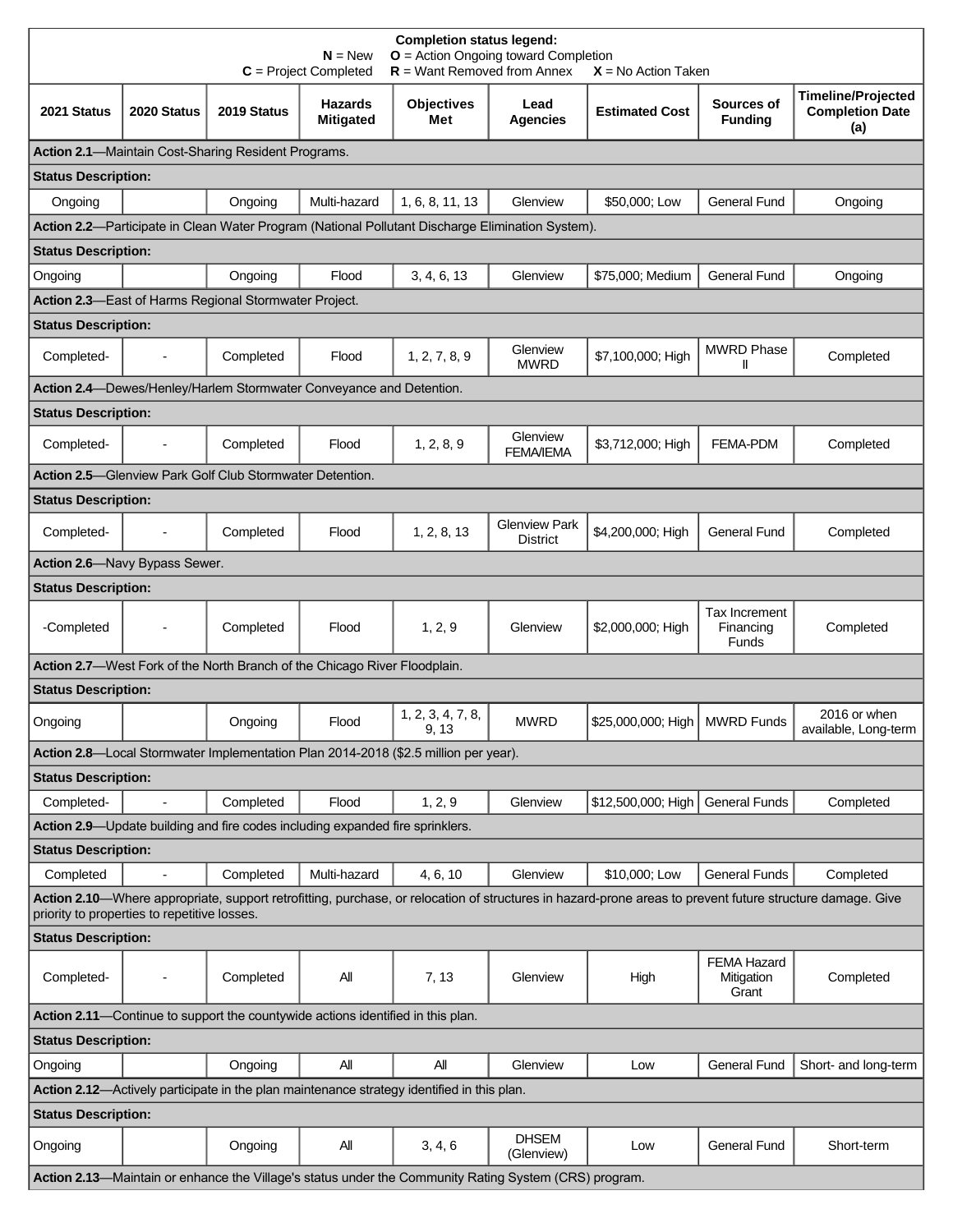**Completion status legend:**
**N** = New **O** = Action Ongoing toward Completion
**C** = Project Completed **R** = Want Removed from Annex **X** = No Action Taken

| 2021 Status | 2020 Status | 2019 Status | Hazards Mitigated | Objectives Met | Lead Agencies | Estimated Cost | Sources of Funding | Timeline/Projected Completion Date (a) |
|---|---|---|---|---|---|---|---|---|
| **Action 2.1**—Maintain Cost-Sharing Resident Programs. | | | | | | | | |
| **Status Description:** | | | | | | | | |
| Ongoing | | Ongoing | Multi-hazard | 1, 6, 8, 11, 13 | Glenview | $50,000; Low | General Fund | Ongoing |
| **Action 2.2**—Participate in Clean Water Program (National Pollutant Discharge Elimination System). | | | | | | | | |
| **Status Description:** | | | | | | | | |
| Ongoing | | Ongoing | Flood | 3, 4, 6, 13 | Glenview | $75,000; Medium | General Fund | Ongoing |
| **Action 2.3**—East of Harms Regional Stormwater Project. | | | | | | | | |
| **Status Description:** | | | | | | | | |
| Completed- | - | Completed | Flood | 1, 2, 7, 8, 9 | Glenview MWRD | $7,100,000; High | MWRD Phase II | Completed |
| **Action 2.4**—Dewes/Henley/Harlem Stormwater Conveyance and Detention. | | | | | | | | |
| **Status Description:** | | | | | | | | |
| Completed- | - | Completed | Flood | 1, 2, 8, 9 | Glenview FEMA/IEMA | $3,712,000; High | FEMA-PDM | Completed |
| **Action 2.5**—Glenview Park Golf Club Stormwater Detention. | | | | | | | | |
| **Status Description:** | | | | | | | | |
| Completed- | - | Completed | Flood | 1, 2, 8, 13 | Glenview Park District | $4,200,000; High | General Fund | Completed |
| **Action 2.6**—Navy Bypass Sewer. | | | | | | | | |
| **Status Description:** | | | | | | | | |
| -Completed | - | Completed | Flood | 1, 2, 9 | Glenview | $2,000,000; High | Tax Increment Financing Funds | Completed |
| **Action 2.7**—West Fork of the North Branch of the Chicago River Floodplain. | | | | | | | | |
| **Status Description:** | | | | | | | | |
| Ongoing | | Ongoing | Flood | 1, 2, 3, 4, 7, 8, 9, 13 | MWRD | $25,000,000; High | MWRD Funds | 2016 or when available, Long-term |
| **Action 2.8**—Local Stormwater Implementation Plan 2014-2018 ($2.5 million per year). | | | | | | | | |
| **Status Description:** | | | | | | | | |
| Completed- | - | Completed | Flood | 1, 2, 9 | Glenview | $12,500,000; High | General Funds | Completed |
| **Action 2.9**—Update building and fire codes including expanded fire sprinklers. | | | | | | | | |
| **Status Description:** | | | | | | | | |
| Completed | - | Completed | Multi-hazard | 4, 6, 10 | Glenview | $10,000; Low | General Funds | Completed |
| **Action 2.10**—Where appropriate, support retrofitting, purchase, or relocation of structures in hazard-prone areas to prevent future structure damage. Give priority to properties to repetitive losses. | | | | | | | | |
| **Status Description:** | | | | | | | | |
| Completed- | - | Completed | All | 7, 13 | Glenview | High | FEMA Hazard Mitigation Grant | Completed |
| **Action 2.11**—Continue to support the countywide actions identified in this plan. | | | | | | | | |
| **Status Description:** | | | | | | | | |
| Ongoing | | Ongoing | All | All | Glenview | Low | General Fund | Short- and long-term |
| **Action 2.12**—Actively participate in the plan maintenance strategy identified in this plan. | | | | | | | | |
| **Status Description:** | | | | | | | | |
| Ongoing | | Ongoing | All | 3, 4, 6 | DHSEM (Glenview) | Low | General Fund | Short-term |
| **Action 2.13**—Maintain or enhance the Village's status under the Community Rating System (CRS) program. | | | | | | | | |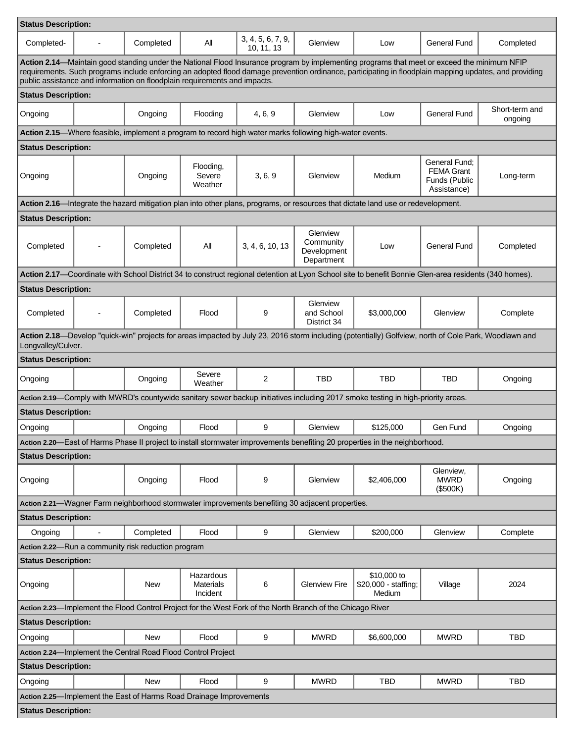| Status Description: | | | | | | | | |
|---|---|---|---|---|---|---|---|---|
| Completed- | - | Completed | All | 3, 4, 5, 6, 7, 9, 10, 11, 13 | Glenview | Low | General Fund | Completed |
| **Action 2.14**—Maintain good standing under the National Flood Insurance program by implementing programs that meet or exceed the minimum NFIP requirements. Such programs include enforcing an adopted flood damage prevention ordinance, participating in floodplain mapping updates, and providing public assistance and information on floodplain requirements and impacts. | | | | | | | | |
| **Status Description:** | | | | | | | | |
| Ongoing | | Ongoing | Flooding | 4, 6, 9 | Glenview | Low | General Fund | Short-term and ongoing |
| **Action 2.15**—Where feasible, implement a program to record high water marks following high-water events. | | | | | | | | |
| **Status Description:** | | | | | | | | |
| Ongoing | | Ongoing | Flooding, Severe Weather | 3, 6, 9 | Glenview | Medium | General Fund; FEMA Grant Funds (Public Assistance) | Long-term |
| **Action 2.16**—Integrate the hazard mitigation plan into other plans, programs, or resources that dictate land use or redevelopment. | | | | | | | | |
| **Status Description:** | | | | | | | | |
| Completed | - | Completed | All | 3, 4, 6, 10, 13 | Glenview Community Development Department | Low | General Fund | Completed |
| **Action 2.17**—Coordinate with School District 34 to construct regional detention at Lyon School site to benefit Bonnie Glen-area residents (340 homes). | | | | | | | | |
| **Status Description:** | | | | | | | | |
| Completed | - | Completed | Flood | 9 | Glenview and School District 34 | $3,000,000 | Glenview | Complete |
| **Action 2.18**—Develop "quick-win" projects for areas impacted by July 23, 2016 storm including (potentially) Golfview, north of Cole Park, Woodlawn and Longvalley/Culver. | | | | | | | | |
| **Status Description:** | | | | | | | | |
| Ongoing | | Ongoing | Severe Weather | 2 | TBD | TBD | TBD | Ongoing |
| **Action 2.19**—Comply with MWRD's countywide sanitary sewer backup initiatives including 2017 smoke testing in high-priority areas. | | | | | | | | |
| **Status Description:** | | | | | | | | |
| Ongoing | | Ongoing | Flood | 9 | Glenview | $125,000 | Gen Fund | Ongoing |
| **Action 2.20**—East of Harms Phase II project to install stormwater improvements benefiting 20 properties in the neighborhood. | | | | | | | | |
| **Status Description:** | | | | | | | | |
| Ongoing | | Ongoing | Flood | 9 | Glenview | $2,406,000 | Glenview, MWRD ($500K) | Ongoing |
| **Action 2.21**—Wagner Farm neighborhood stormwater improvements benefiting 30 adjacent properties. | | | | | | | | |
| **Status Description:** | | | | | | | | |
| Ongoing | - | Completed | Flood | 9 | Glenview | $200,000 | Glenview | Complete |
| **Action 2.22**—Run a community risk reduction program | | | | | | | | |
| **Status Description:** | | | | | | | | |
| Ongoing | | New | Hazardous Materials Incident | 6 | Glenview Fire | $10,000 to $20,000 - staffing; Medium | Village | 2024 |
| **Action 2.23**—Implement the Flood Control Project for the West Fork of the North Branch of the Chicago River | | | | | | | | |
| **Status Description:** | | | | | | | | |
| Ongoing | | New | Flood | 9 | MWRD | $6,600,000 | MWRD | TBD |
| **Action 2.24**—Implement the Central Road Flood Control Project | | | | | | | | |
| **Status Description:** | | | | | | | | |
| Ongoing | | New | Flood | 9 | MWRD | TBD | MWRD | TBD |
| **Action 2.25**—Implement the East of Harms Road Drainage Improvements | | | | | | | | |
| **Status Description:** | | | | | | | | |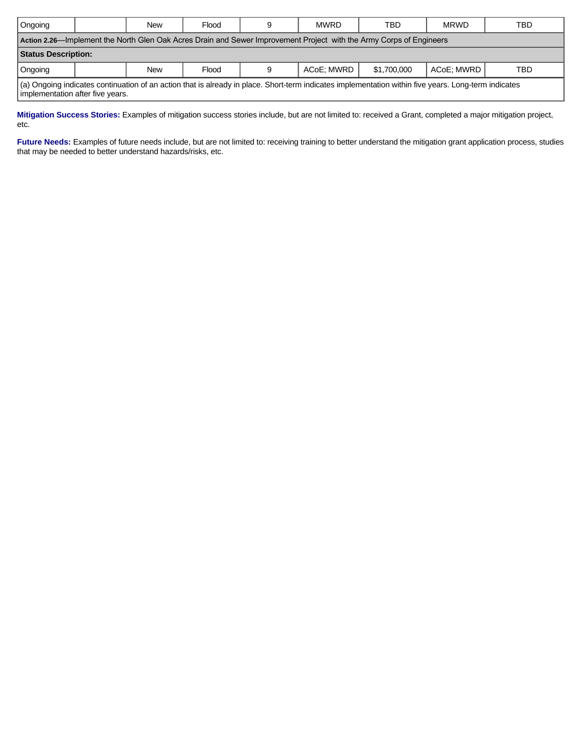| | | | | | | | | |
|---|---|---|---|---|---|---|---|---|
| Ongoing | | New | Flood | 9 | MWRD | TBD | MRWD | TBD |
| **Action 2.26**—Implement the North Glen Oak Acres Drain and Sewer Improvement Project with the Army Corps of Engineers | | | | | | | | |
| **Status Description:** | | | | | | | | |
| Ongoing | | New | Flood | 9 | ACoE; MWRD | $1,700,000 | ACoE; MWRD | TBD |
| (a) Ongoing indicates continuation of an action that is already in place. Short-term indicates implementation within five years. Long-term indicates implementation after five years. | | | | | | | | |

**Mitigation Success Stories:** Examples of mitigation success stories include, but are not limited to: received a Grant, completed a major mitigation project, etc.

**Future Needs:** Examples of future needs include, but are not limited to: receiving training to better understand the mitigation grant application process, studies that may be needed to better understand hazards/risks, etc.